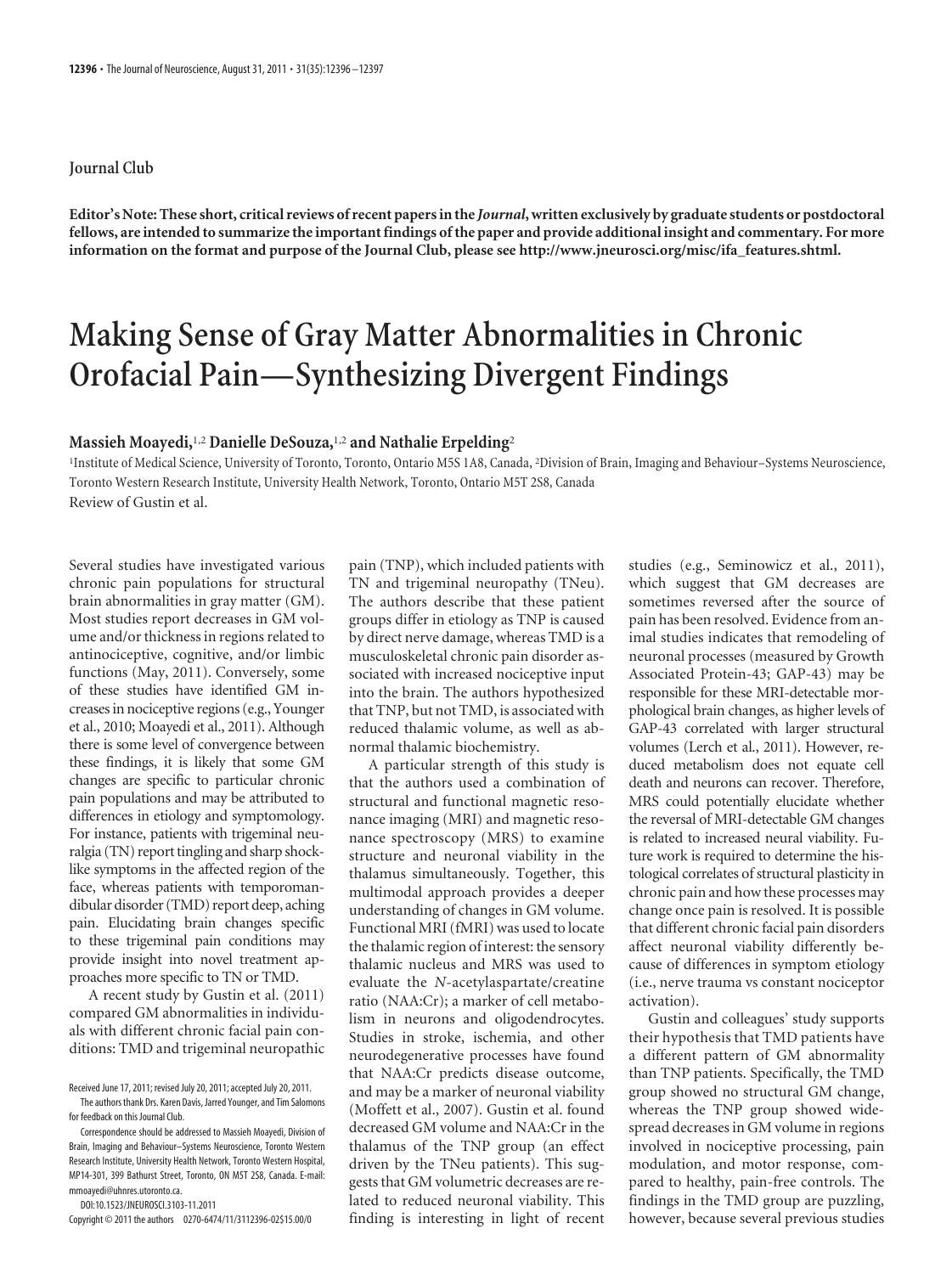Journal Club

**Editor's Note: These short, critical reviews of recent papers in the *Journal*, written exclusively by graduate students or postdoctoral fellows, are intended to summarize the important findings of the paper and provide additional insight and commentary. For more information on the format and purpose of the Journal Club, please see http://www.jneurosci.org/misc/ifa_features.shtml.**

# Making Sense of Gray Matter Abnormalities in Chronic Orofacial Pain—Synthesizing Divergent Findings

**Massieh Moayedi,[1,2] Danielle DeSouza,[1,2] and Nathalie Erpelding[2]**

[1]Institute of Medical Science, University of Toronto, Toronto, Ontario M5S 1A8, Canada, [2]Division of Brain, Imaging and Behaviour–Systems Neuroscience, Toronto Western Research Institute, University Health Network, Toronto, Ontario M5T 2S8, Canada

Review of Gustin et al.

Several studies have investigated various chronic pain populations for structural brain abnormalities in gray matter (GM). Most studies report decreases in GM volume and/or thickness in regions related to antinociceptive, cognitive, and/or limbic functions (May, 2011). Conversely, some of these studies have identified GM increases in nociceptive regions (e.g., Younger et al., 2010; Moayedi et al., 2011). Although there is some level of convergence between these findings, it is likely that some GM changes are specific to particular chronic pain populations and may be attributed to differences in etiology and symptomology. For instance, patients with trigeminal neuralgia (TN) report tingling and sharp shock-like symptoms in the affected region of the face, whereas patients with temporomandibular disorder (TMD) report deep, aching pain. Elucidating brain changes specific to these trigeminal pain conditions may provide insight into novel treatment approaches more specific to TN or TMD.

A recent study by Gustin et al. (2011) compared GM abnormalities in individuals with different chronic facial pain conditions: TMD and trigeminal neuropathic pain (TNP), which included patients with TN and trigeminal neuropathy (TNeu). The authors describe that these patient groups differ in etiology as TNP is caused by direct nerve damage, whereas TMD is a musculoskeletal chronic pain disorder associated with increased nociceptive input into the brain. The authors hypothesized that TNP, but not TMD, is associated with reduced thalamic volume, as well as abnormal thalamic biochemistry.

A particular strength of this study is that the authors used a combination of structural and functional magnetic resonance imaging (MRI) and magnetic resonance spectroscopy (MRS) to examine structure and neuronal viability in the thalamus simultaneously. Together, this multimodal approach provides a deeper understanding of changes in GM volume. Functional MRI (fMRI) was used to locate the thalamic region of interest: the sensory thalamic nucleus and MRS was used to evaluate the *N*-acetylaspartate/creatine ratio (NAA:Cr); a marker of cell metabolism in neurons and oligodendrocytes. Studies in stroke, ischemia, and other neurodegenerative processes have found that NAA:Cr predicts disease outcome, and may be a marker of neuronal viability (Moffett et al., 2007). Gustin et al. found decreased GM volume and NAA:Cr in the thalamus of the TNP group (an effect driven by the TNeu patients). This suggests that GM volumetric decreases are related to reduced neuronal viability. This finding is interesting in light of recent studies (e.g., Seminowicz et al., 2011), which suggest that GM decreases are sometimes reversed after the source of pain has been resolved. Evidence from animal studies indicates that remodeling of neuronal processes (measured by Growth Associated Protein-43; GAP-43) may be responsible for these MRI-detectable morphological brain changes, as higher levels of GAP-43 correlated with larger structural volumes (Lerch et al., 2011). However, reduced metabolism does not equate cell death and neurons can recover. Therefore, MRS could potentially elucidate whether the reversal of MRI-detectable GM changes is related to increased neural viability. Future work is required to determine the histological correlates of structural plasticity in chronic pain and how these processes may change once pain is resolved. It is possible that different chronic facial pain disorders affect neuronal viability differently because of differences in symptom etiology (i.e., nerve trauma vs constant nociceptor activation).

Gustin and colleagues' study supports their hypothesis that TMD patients have a different pattern of GM abnormality than TNP patients. Specifically, the TMD group showed no structural GM change, whereas the TNP group showed widespread decreases in GM volume in regions involved in nociceptive processing, pain modulation, and motor response, compared to healthy, pain-free controls. The findings in the TMD group are puzzling, however, because several previous studies

Received June 17, 2011; revised July 20, 2011; accepted July 20, 2011.

The authors thank Drs. Karen Davis, Jarred Younger, and Tim Salomons for feedback on this Journal Club.

Correspondence should be addressed to Massieh Moayedi, Division of Brain, Imaging and Behaviour–Systems Neuroscience, Toronto Western Research Institute, University Health Network, Toronto Western Hospital, MP14-301, 399 Bathurst Street, Toronto, ON M5T 2S8, Canada. E-mail: mmoayedi@uhnres.utoronto.ca.

DOI:10.1523/JNEUROSCI.3103-11.2011

Copyright © 2011 the authors 0270-6474/11/3112396-02$15.00/0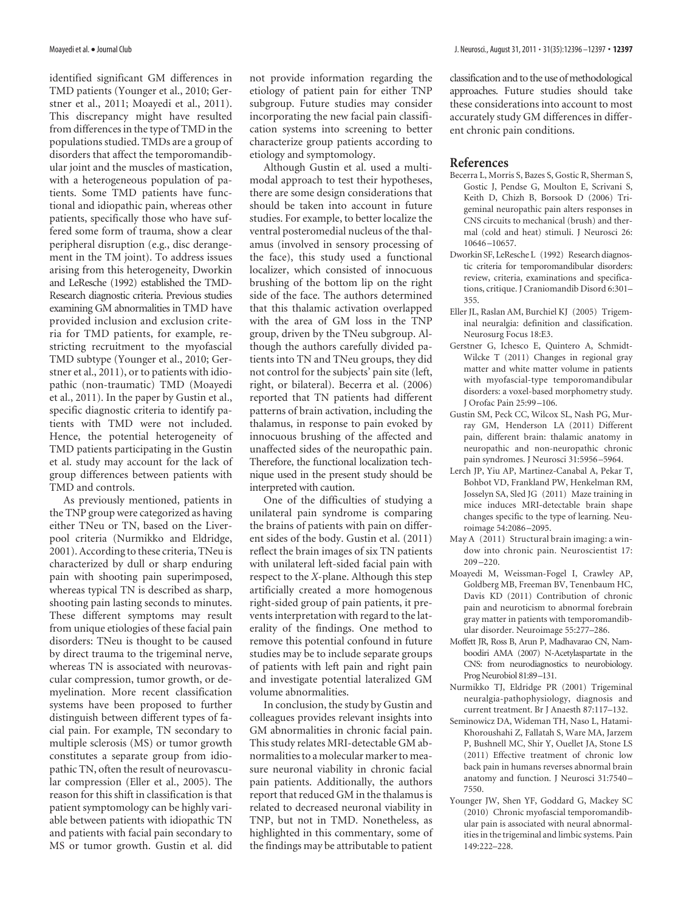identified significant GM differences in TMD patients (Younger et al., 2010; Gerstner et al., 2011; Moayedi et al., 2011). This discrepancy might have resulted from differences in the type of TMD in the populations studied. TMDs are a group of disorders that affect the temporomandibular joint and the muscles of mastication, with a heterogeneous population of patients. Some TMD patients have functional and idiopathic pain, whereas other patients, specifically those who have suffered some form of trauma, show a clear peripheral disruption (e.g., disc derangement in the TM joint). To address issues arising from this heterogeneity, Dworkin and LeResche (1992) established the TMD-Research diagnostic criteria. Previous studies examining GM abnormalities in TMD have provided inclusion and exclusion criteria for TMD patients, for example, restricting recruitment to the myofascial TMD subtype (Younger et al., 2010; Gerstner et al., 2011), or to patients with idiopathic (non-traumatic) TMD (Moayedi et al., 2011). In the paper by Gustin et al., specific diagnostic criteria to identify patients with TMD were not included. Hence, the potential heterogeneity of TMD patients participating in the Gustin et al. study may account for the lack of group differences between patients with TMD and controls.

As previously mentioned, patients in the TNP group were categorized as having either TNeu or TN, based on the Liverpool criteria (Nurmikko and Eldridge, 2001). According to these criteria, TNeu is characterized by dull or sharp enduring pain with shooting pain superimposed, whereas typical TN is described as sharp, shooting pain lasting seconds to minutes. These different symptoms may result from unique etiologies of these facial pain disorders: TNeu is thought to be caused by direct trauma to the trigeminal nerve, whereas TN is associated with neurovascular compression, tumor growth, or demyelination. More recent classification systems have been proposed to further distinguish between different types of facial pain. For example, TN secondary to multiple sclerosis (MS) or tumor growth constitutes a separate group from idiopathic TN, often the result of neurovascular compression (Eller et al., 2005). The reason for this shift in classification is that patient symptomology can be highly variable between patients with idiopathic TN and patients with facial pain secondary to MS or tumor growth. Gustin et al. did not provide information regarding the etiology of patient pain for either TNP subgroup. Future studies may consider incorporating the new facial pain classification systems into screening to better characterize group patients according to etiology and symptomology.

Although Gustin et al. used a multimodal approach to test their hypotheses, there are some design considerations that should be taken into account in future studies. For example, to better localize the ventral posteromedial nucleus of the thalamus (involved in sensory processing of the face), this study used a functional localizer, which consisted of innocuous brushing of the bottom lip on the right side of the face. The authors determined that this thalamic activation overlapped with the area of GM loss in the TNP group, driven by the TNeu subgroup. Although the authors carefully divided patients into TN and TNeu groups, they did not control for the subjects' pain site (left, right, or bilateral). Becerra et al. (2006) reported that TN patients had different patterns of brain activation, including the thalamus, in response to pain evoked by innocuous brushing of the affected and unaffected sides of the neuropathic pain. Therefore, the functional localization technique used in the present study should be interpreted with caution.

One of the difficulties of studying a unilateral pain syndrome is comparing the brains of patients with pain on different sides of the body. Gustin et al. (2011) reflect the brain images of six TN patients with unilateral left-sided facial pain with respect to the *X*-plane. Although this step artificially created a more homogenous right-sided group of pain patients, it prevents interpretation with regard to the laterality of the findings. One method to remove this potential confound in future studies may be to include separate groups of patients with left pain and right pain and investigate potential lateralized GM volume abnormalities.

In conclusion, the study by Gustin and colleagues provides relevant insights into GM abnormalities in chronic facial pain. This study relates MRI-detectable GM abnormalities to a molecular marker to measure neuronal viability in chronic facial pain patients. Additionally, the authors report that reduced GM in the thalamus is related to decreased neuronal viability in TNP, but not in TMD. Nonetheless, as highlighted in this commentary, some of the findings may be attributable to patient classification and to the use of methodological approaches. Future studies should take these considerations into account to most accurately study GM differences in different chronic pain conditions.

## References

Becerra L, Morris S, Bazes S, Gostic R, Sherman S, Gostic J, Pendse G, Moulton E, Scrivani S, Keith D, Chizh B, Borsook D (2006) Trigeminal neuropathic pain alters responses in CNS circuits to mechanical (brush) and thermal (cold and heat) stimuli. J Neurosci 26:10646–10657.

Dworkin SF, LeResche L (1992) Research diagnostic criteria for temporomandibular disorders: review, criteria, examinations and specifications, critique. J Craniomandib Disord 6:301–355.

Eller JL, Raslan AM, Burchiel KJ (2005) Trigeminal neuralgia: definition and classification. Neurosurg Focus 18:E3.

Gerstner G, Ichesco E, Quintero A, Schmidt-Wilcke T (2011) Changes in regional gray matter and white matter volume in patients with myofascial-type temporomandibular disorders: a voxel-based morphometry study. J Orofac Pain 25:99–106.

Gustin SM, Peck CC, Wilcox SL, Nash PG, Murray GM, Henderson LA (2011) Different pain, different brain: thalamic anatomy in neuropathic and non-neuropathic chronic pain syndromes. J Neurosci 31:5956–5964.

Lerch JP, Yiu AP, Martinez-Canabal A, Pekar T, Bohbot VD, Frankland PW, Henkelman RM, Josselyn SA, Sled JG (2011) Maze training in mice induces MRI-detectable brain shape changes specific to the type of learning. Neuroimage 54:2086–2095.

May A (2011) Structural brain imaging: a window into chronic pain. Neuroscientist 17:209–220.

Moayedi M, Weissman-Fogel I, Crawley AP, Goldberg MB, Freeman BV, Tenenbaum HC, Davis KD (2011) Contribution of chronic pain and neuroticism to abnormal forebrain gray matter in patients with temporomandibular disorder. Neuroimage 55:277–286.

Moffett JR, Ross B, Arun P, Madhavarao CN, Namboodiri AMA (2007) N-Acetylaspartate in the CNS: from neurodiagnostics to neurobiology. Prog Neurobiol 81:89–131.

Nurmikko TJ, Eldridge PR (2001) Trigeminal neuralgia-pathophysiology, diagnosis and current treatment. Br J Anaesth 87:117–132.

Seminowicz DA, Wideman TH, Naso L, Hatami-Khoroushahi Z, Fallatah S, Ware MA, Jarzem P, Bushnell MC, Shir Y, Ouellet JA, Stone LS (2011) Effective treatment of chronic low back pain in humans reverses abnormal brain anatomy and function. J Neurosci 31:7540–7550.

Younger JW, Shen YF, Goddard G, Mackey SC (2010) Chronic myofascial temporomandibular pain is associated with neural abnormalities in the trigeminal and limbic systems. Pain 149:222–228.